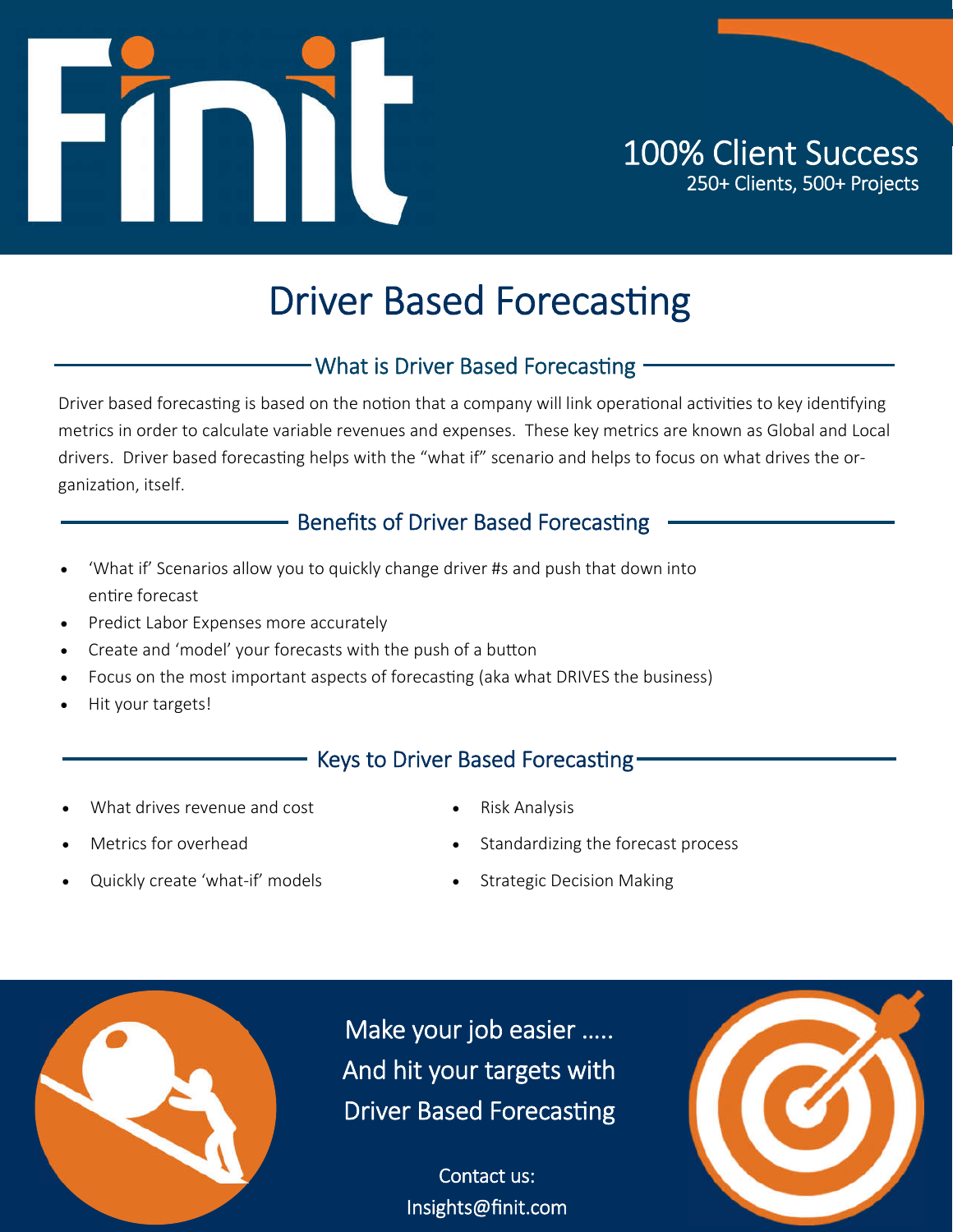100% Client Success

250+ Clients, 500+ Projects

# Driver Based Forecasting

## What is Driver Based Forecasting

Driver based forecasting is based on the notion that a company will link operational activities to key identifying metrics in order to calculate variable revenues and expenses. These key metrics are known as Global and Local drivers. Driver based forecasting helps with the "what if" scenario and helps to focus on what drives the organization, itself.

## Benefits of Driver Based Forecasting

- 'What if' Scenarios allow you to quickly change driver #s and push that down into entire forecast
- Predict Labor Expenses more accurately
- Create and 'model' your forecasts with the push of a button
- Focus on the most important aspects of forecasting (aka what DRIVES the business)
- Hit your targets!

## Keys to Driver Based Forecasting

- What drives revenue and cost
- Metrics for overhead
- Quickly create 'what-if' models
- Risk Analysis
- Standardizing the forecast process
- Strategic Decision Making

Make your job easier .....
And hit your targets with
Driver Based Forecasting

Contact us:
Insights@finit.com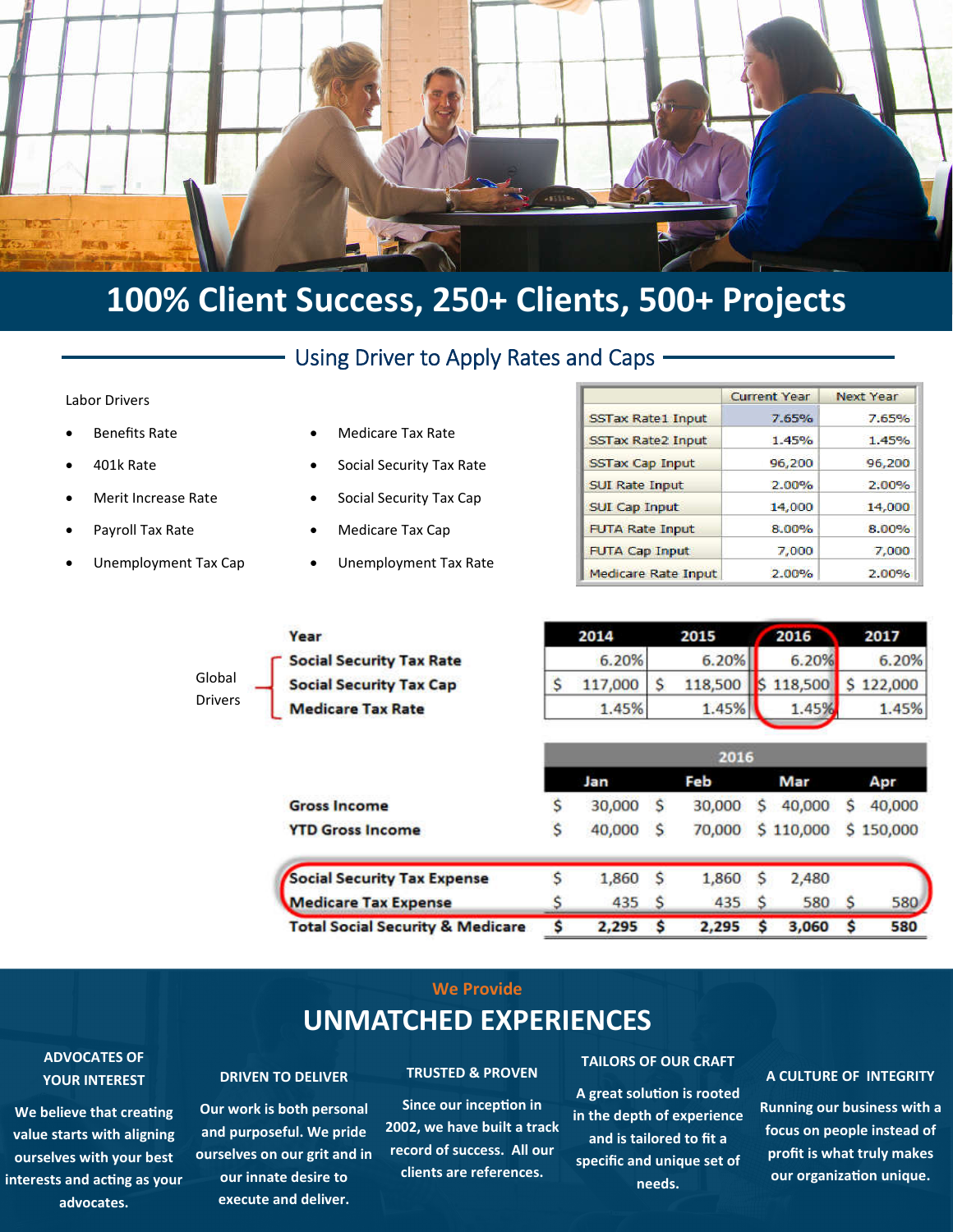# 100% Client Success, 250+ Clients, 500+ Projects

## Using Driver to Apply Rates and Caps

Labor Drivers

- Benefits Rate
- 401k Rate
- Merit Increase Rate
- Payroll Tax Rate
- Unemployment Tax Cap
- Medicare Tax Rate
- Social Security Tax Rate
- Social Security Tax Cap
- Medicare Tax Cap
- Unemployment Tax Rate

| | Current Year | Next Year |
|---|---|---|
| SSTax Rate1 Input | 7.65% | 7.65% |
| SSTax Rate2 Input | 1.45% | 1.45% |
| SSTax Cap Input | 96,200 | 96,200 |
| SUI Rate Input | 2.00% | 2.00% |
| SUI Cap Input | 14,000 | 14,000 |
| FUTA Rate Input | 8.00% | 8.00% |
| FUTA Cap Input | 7,000 | 7,000 |
| Medicare Rate Input | 2.00% | 2.00% |

Global Drivers

| Year | 2014 | 2015 | 2016 | 2017 |
|---|---|---|---|---|
| Social Security Tax Rate | 6.20% | 6.20% | 6.20% | 6.20% |
| Social Security Tax Cap | $ 117,000 | $ 118,500 | $ 118,500 | $ 122,000 |
| Medicare Tax Rate | 1.45% | 1.45% | 1.45% | 1.45% |

| | 2016 | | | |
|---|---|---|---|---|
| | Jan | Feb | Mar | Apr |
| Gross Income | $ 30,000 | $ 30,000 | $ 40,000 | $ 40,000 |
| YTD Gross Income | $ 40,000 | $ 70,000 | $ 110,000 | $ 150,000 |
| Social Security Tax Expense | $ 1,860 | $ 1,860 | $ 2,480 | |
| Medicare Tax Expense | $ 435 | $ 435 | $ 580 | $ 580 |
| **Total Social Security & Medicare** | **$ 2,295** | **$ 2,295** | **$ 3,060** | **$ 580** |

We Provide

## UNMATCHED EXPERIENCES

**ADVOCATES OF YOUR INTEREST**

We believe that creating value starts with aligning ourselves with your best interests and acting as your advocates.

**DRIVEN TO DELIVER**

Our work is both personal and purposeful. We pride ourselves on our grit and in our innate desire to execute and deliver.

**TRUSTED & PROVEN**

Since our inception in 2002, we have built a track record of success. All our clients are references.

**TAILORS OF OUR CRAFT**

A great solution is rooted in the depth of experience and is tailored to fit a specific and unique set of needs.

**A CULTURE OF INTEGRITY**

Running our business with a focus on people instead of profit is what truly makes our organization unique.